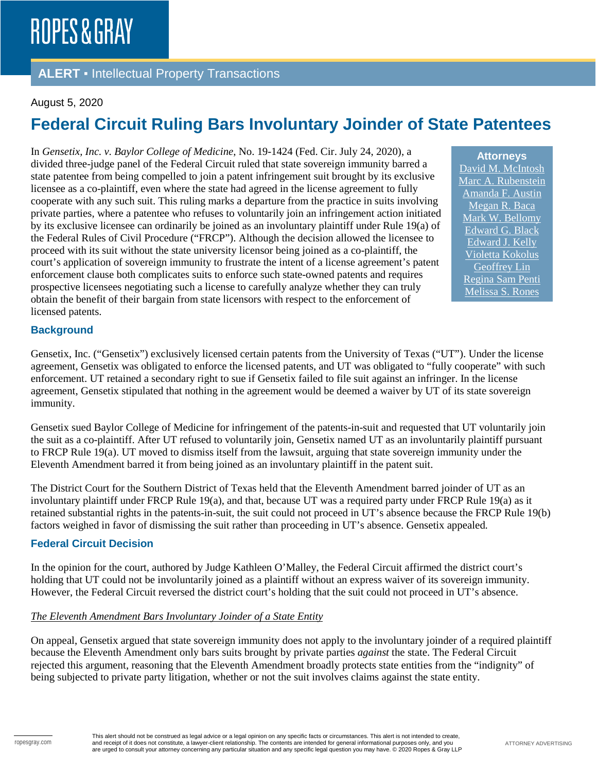ROPES & GRAY

**ALERT ▪** Intellectual Property Transactions

August 5, 2020

# Federal Circuit Ruling Bars Involuntary Joinder of State Patentees

In *Gensetix, Inc. v. Baylor College of Medicine*, No. 19-1424 (Fed. Cir. July 24, 2020), a divided three-judge panel of the Federal Circuit ruled that state sovereign immunity barred a state patentee from being compelled to join a patent infringement suit brought by its exclusive licensee as a co-plaintiff, even where the state had agreed in the license agreement to fully cooperate with any such suit. This ruling marks a departure from the practice in suits involving private parties, where a patentee who refuses to voluntarily join an infringement action initiated by its exclusive licensee can ordinarily be joined as an involuntary plaintiff under Rule 19(a) of the Federal Rules of Civil Procedure ("FRCP"). Although the decision allowed the licensee to proceed with its suit without the state university licensor being joined as a co-plaintiff, the court's application of sovereign immunity to frustrate the intent of a license agreement's patent enforcement clause both complicates suits to enforce such state-owned patents and requires prospective licensees negotiating such a license to carefully analyze whether they can truly obtain the benefit of their bargain from state licensors with respect to the enforcement of licensed patents.

**Attorneys**

David M. McIntosh
Marc A. Rubenstein
Amanda F. Austin
Megan R. Baca
Mark W. Bellomy
Edward G. Black
Edward J. Kelly
Violetta Kokolus
Geoffrey Lin
Regina Sam Penti
Melissa S. Rones

## Background

Gensetix, Inc. ("Gensetix") exclusively licensed certain patents from the University of Texas ("UT"). Under the license agreement, Gensetix was obligated to enforce the licensed patents, and UT was obligated to "fully cooperate" with such enforcement. UT retained a secondary right to sue if Gensetix failed to file suit against an infringer. In the license agreement, Gensetix stipulated that nothing in the agreement would be deemed a waiver by UT of its state sovereign immunity.

Gensetix sued Baylor College of Medicine for infringement of the patents-in-suit and requested that UT voluntarily join the suit as a co-plaintiff. After UT refused to voluntarily join, Gensetix named UT as an involuntarily plaintiff pursuant to FRCP Rule 19(a). UT moved to dismiss itself from the lawsuit, arguing that state sovereign immunity under the Eleventh Amendment barred it from being joined as an involuntary plaintiff in the patent suit.

The District Court for the Southern District of Texas held that the Eleventh Amendment barred joinder of UT as an involuntary plaintiff under FRCP Rule 19(a), and that, because UT was a required party under FRCP Rule 19(a) as it retained substantial rights in the patents-in-suit, the suit could not proceed in UT's absence because the FRCP Rule 19(b) factors weighed in favor of dismissing the suit rather than proceeding in UT's absence. Gensetix appealed.

## Federal Circuit Decision

In the opinion for the court, authored by Judge Kathleen O'Malley, the Federal Circuit affirmed the district court's holding that UT could not be involuntarily joined as a plaintiff without an express waiver of its sovereign immunity. However, the Federal Circuit reversed the district court's holding that the suit could not proceed in UT's absence.

### *The Eleventh Amendment Bars Involuntary Joinder of a State Entity*

On appeal, Gensetix argued that state sovereign immunity does not apply to the involuntary joinder of a required plaintiff because the Eleventh Amendment only bars suits brought by private parties *against* the state. The Federal Circuit rejected this argument, reasoning that the Eleventh Amendment broadly protects state entities from the "indignity" of being subjected to private party litigation, whether or not the suit involves claims against the state entity.

This alert should not be construed as legal advice or a legal opinion on any specific facts or circumstances. This alert is not intended to create, and receipt of it does not constitute, a lawyer-client relationship. The contents are intended for general informational purposes only, and you are urged to consult your attorney concerning any particular situation and any specific legal question you may have. © 2020 Ropes & Gray LLP

ATTORNEY ADVERTISING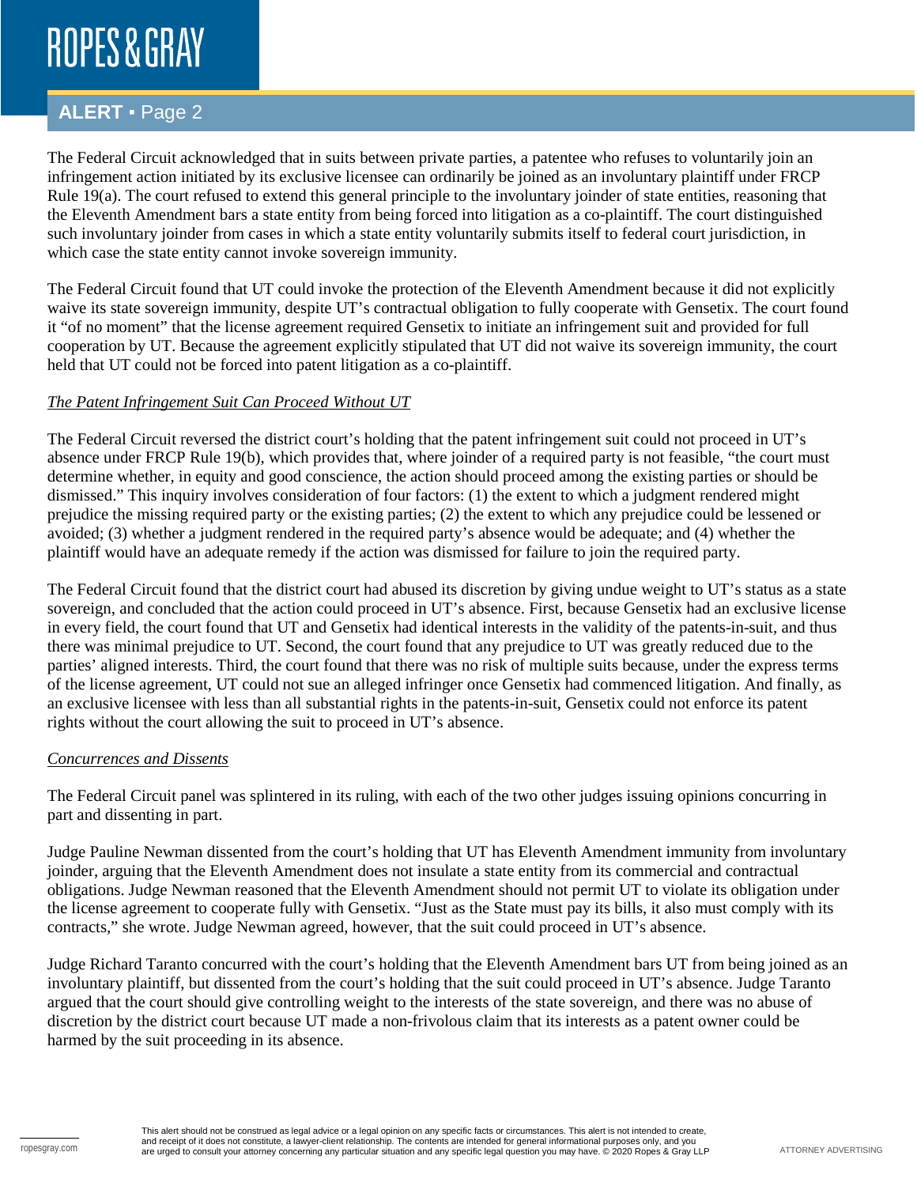The Federal Circuit acknowledged that in suits between private parties, a patentee who refuses to voluntarily join an infringement action initiated by its exclusive licensee can ordinarily be joined as an involuntary plaintiff under FRCP Rule 19(a). The court refused to extend this general principle to the involuntary joinder of state entities, reasoning that the Eleventh Amendment bars a state entity from being forced into litigation as a co-plaintiff. The court distinguished such involuntary joinder from cases in which a state entity voluntarily submits itself to federal court jurisdiction, in which case the state entity cannot invoke sovereign immunity.

The Federal Circuit found that UT could invoke the protection of the Eleventh Amendment because it did not explicitly waive its state sovereign immunity, despite UT's contractual obligation to fully cooperate with Gensetix. The court found it "of no moment" that the license agreement required Gensetix to initiate an infringement suit and provided for full cooperation by UT. Because the agreement explicitly stipulated that UT did not waive its sovereign immunity, the court held that UT could not be forced into patent litigation as a co-plaintiff.

*The Patent Infringement Suit Can Proceed Without UT*

The Federal Circuit reversed the district court's holding that the patent infringement suit could not proceed in UT's absence under FRCP Rule 19(b), which provides that, where joinder of a required party is not feasible, "the court must determine whether, in equity and good conscience, the action should proceed among the existing parties or should be dismissed." This inquiry involves consideration of four factors: (1) the extent to which a judgment rendered might prejudice the missing required party or the existing parties; (2) the extent to which any prejudice could be lessened or avoided; (3) whether a judgment rendered in the required party's absence would be adequate; and (4) whether the plaintiff would have an adequate remedy if the action was dismissed for failure to join the required party.

The Federal Circuit found that the district court had abused its discretion by giving undue weight to UT's status as a state sovereign, and concluded that the action could proceed in UT's absence. First, because Gensetix had an exclusive license in every field, the court found that UT and Gensetix had identical interests in the validity of the patents-in-suit, and thus there was minimal prejudice to UT. Second, the court found that any prejudice to UT was greatly reduced due to the parties' aligned interests. Third, the court found that there was no risk of multiple suits because, under the express terms of the license agreement, UT could not sue an alleged infringer once Gensetix had commenced litigation. And finally, as an exclusive licensee with less than all substantial rights in the patents-in-suit, Gensetix could not enforce its patent rights without the court allowing the suit to proceed in UT's absence.

*Concurrences and Dissents*

The Federal Circuit panel was splintered in its ruling, with each of the two other judges issuing opinions concurring in part and dissenting in part.

Judge Pauline Newman dissented from the court's holding that UT has Eleventh Amendment immunity from involuntary joinder, arguing that the Eleventh Amendment does not insulate a state entity from its commercial and contractual obligations. Judge Newman reasoned that the Eleventh Amendment should not permit UT to violate its obligation under the license agreement to cooperate fully with Gensetix. "Just as the State must pay its bills, it also must comply with its contracts," she wrote. Judge Newman agreed, however, that the suit could proceed in UT's absence.

Judge Richard Taranto concurred with the court's holding that the Eleventh Amendment bars UT from being joined as an involuntary plaintiff, but dissented from the court's holding that the suit could proceed in UT's absence. Judge Taranto argued that the court should give controlling weight to the interests of the state sovereign, and there was no abuse of discretion by the district court because UT made a non-frivolous claim that its interests as a patent owner could be harmed by the suit proceeding in its absence.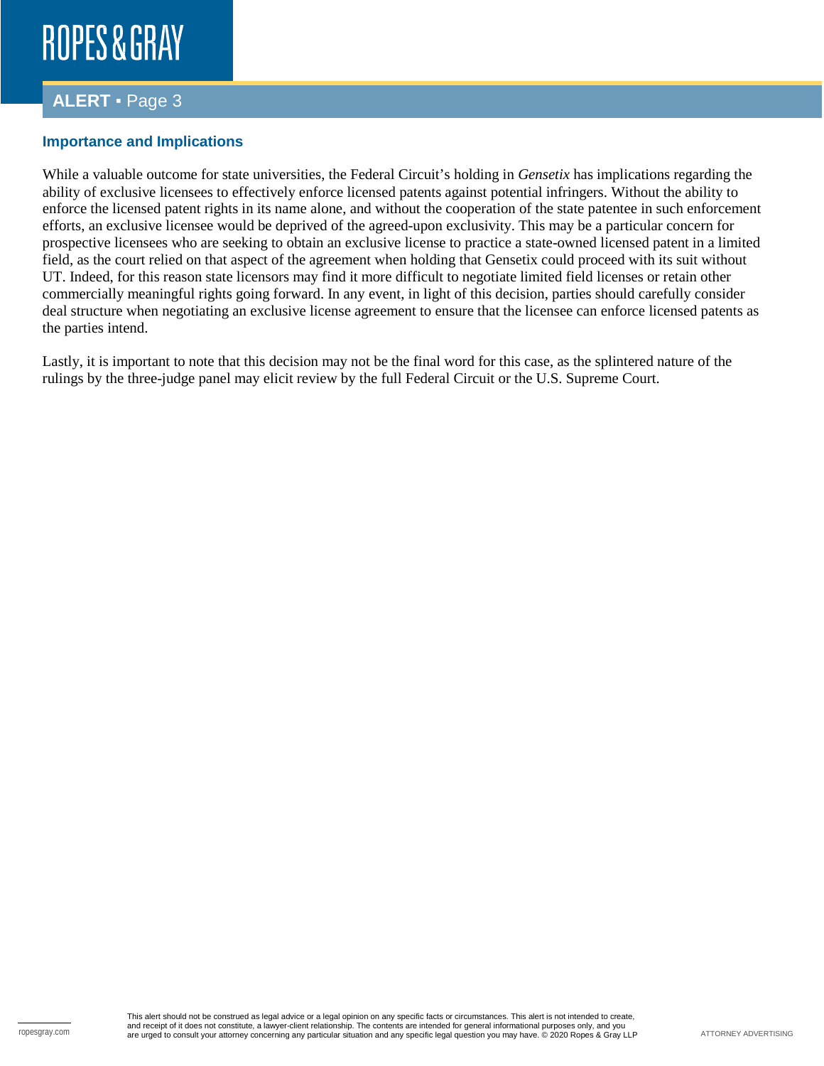## Importance and Implications

While a valuable outcome for state universities, the Federal Circuit's holding in *Gensetix* has implications regarding the ability of exclusive licensees to effectively enforce licensed patents against potential infringers. Without the ability to enforce the licensed patent rights in its name alone, and without the cooperation of the state patentee in such enforcement efforts, an exclusive licensee would be deprived of the agreed-upon exclusivity. This may be a particular concern for prospective licensees who are seeking to obtain an exclusive license to practice a state-owned licensed patent in a limited field, as the court relied on that aspect of the agreement when holding that Gensetix could proceed with its suit without UT. Indeed, for this reason state licensors may find it more difficult to negotiate limited field licenses or retain other commercially meaningful rights going forward. In any event, in light of this decision, parties should carefully consider deal structure when negotiating an exclusive license agreement to ensure that the licensee can enforce licensed patents as the parties intend.

Lastly, it is important to note that this decision may not be the final word for this case, as the splintered nature of the rulings by the three-judge panel may elicit review by the full Federal Circuit or the U.S. Supreme Court.

This alert should not be construed as legal advice or a legal opinion on any specific facts or circumstances. This alert is not intended to create, and receipt of it does not constitute, a lawyer-client relationship. The contents are intended for general informational purposes only, and you are urged to consult your attorney concerning any particular situation and any specific legal question you may have. © 2020 Ropes & Gray LLP

ATTORNEY ADVERTISING